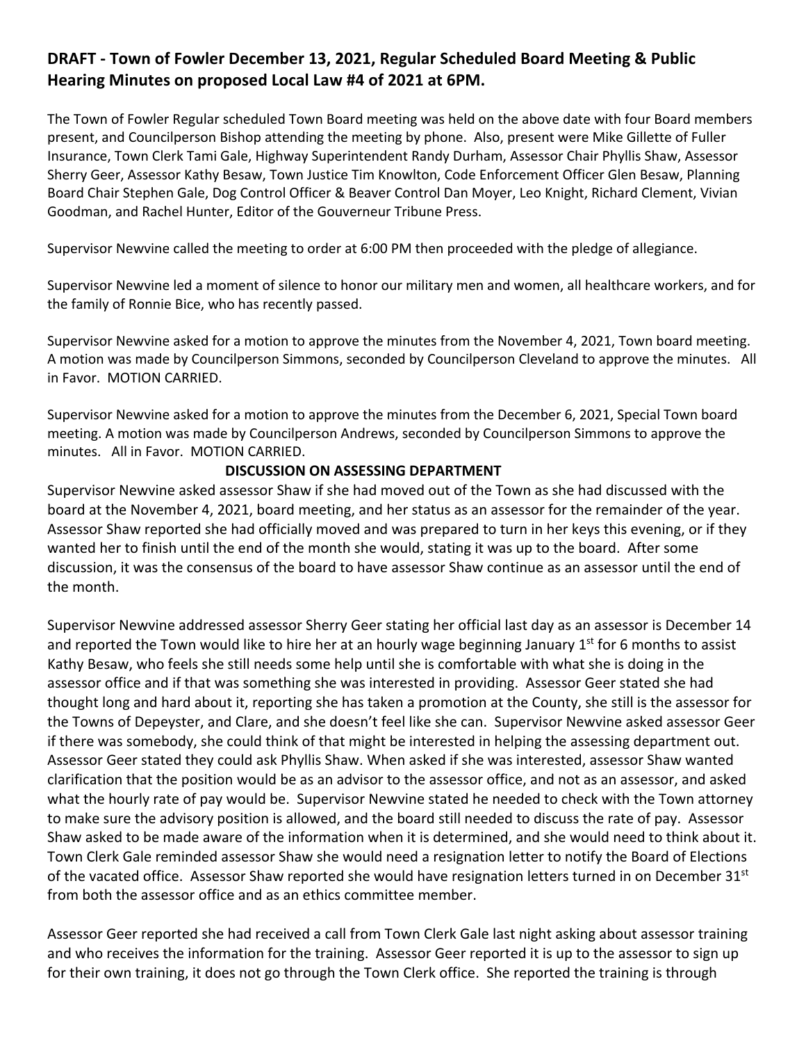## DRAFT - Town of Fowler December 13, 2021, Regular Scheduled Board Meeting & Public Hearing Minutes on proposed Local Law #4 of 2021 at 6PM.

The Town of Fowler Regular scheduled Town Board meeting was held on the above date with four Board members present, and Councilperson Bishop attending the meeting by phone. Also, present were Mike Gillette of Fuller Insurance, Town Clerk Tami Gale, Highway Superintendent Randy Durham, Assessor Chair Phyllis Shaw, Assessor Sherry Geer, Assessor Kathy Besaw, Town Justice Tim Knowlton, Code Enforcement Officer Glen Besaw, Planning Board Chair Stephen Gale, Dog Control Officer & Beaver Control Dan Moyer, Leo Knight, Richard Clement, Vivian Goodman, and Rachel Hunter, Editor of the Gouverneur Tribune Press.

Supervisor Newvine called the meeting to order at 6:00 PM then proceeded with the pledge of allegiance.

Supervisor Newvine led a moment of silence to honor our military men and women, all healthcare workers, and for the family of Ronnie Bice, who has recently passed.

Supervisor Newvine asked for a motion to approve the minutes from the November 4, 2021, Town board meeting. A motion was made by Councilperson Simmons, seconded by Councilperson Cleveland to approve the minutes. All in Favor. MOTION CARRIED.

Supervisor Newvine asked for a motion to approve the minutes from the December 6, 2021, Special Town board meeting. A motion was made by Councilperson Andrews, seconded by Councilperson Simmons to approve the minutes. All in Favor. MOTION CARRIED.

**DISCUSSION ON ASSESSING DEPARTMENT**

Supervisor Newvine asked assessor Shaw if she had moved out of the Town as she had discussed with the board at the November 4, 2021, board meeting, and her status as an assessor for the remainder of the year. Assessor Shaw reported she had officially moved and was prepared to turn in her keys this evening, or if they wanted her to finish until the end of the month she would, stating it was up to the board. After some discussion, it was the consensus of the board to have assessor Shaw continue as an assessor until the end of the month.

Supervisor Newvine addressed assessor Sherry Geer stating her official last day as an assessor is December 14 and reported the Town would like to hire her at an hourly wage beginning January 1st for 6 months to assist Kathy Besaw, who feels she still needs some help until she is comfortable with what she is doing in the assessor office and if that was something she was interested in providing. Assessor Geer stated she had thought long and hard about it, reporting she has taken a promotion at the County, she still is the assessor for the Towns of Depeyster, and Clare, and she doesn't feel like she can. Supervisor Newvine asked assessor Geer if there was somebody, she could think of that might be interested in helping the assessing department out. Assessor Geer stated they could ask Phyllis Shaw. When asked if she was interested, assessor Shaw wanted clarification that the position would be as an advisor to the assessor office, and not as an assessor, and asked what the hourly rate of pay would be. Supervisor Newvine stated he needed to check with the Town attorney to make sure the advisory position is allowed, and the board still needed to discuss the rate of pay. Assessor Shaw asked to be made aware of the information when it is determined, and she would need to think about it. Town Clerk Gale reminded assessor Shaw she would need a resignation letter to notify the Board of Elections of the vacated office. Assessor Shaw reported she would have resignation letters turned in on December 31st from both the assessor office and as an ethics committee member.

Assessor Geer reported she had received a call from Town Clerk Gale last night asking about assessor training and who receives the information for the training. Assessor Geer reported it is up to the assessor to sign up for their own training, it does not go through the Town Clerk office. She reported the training is through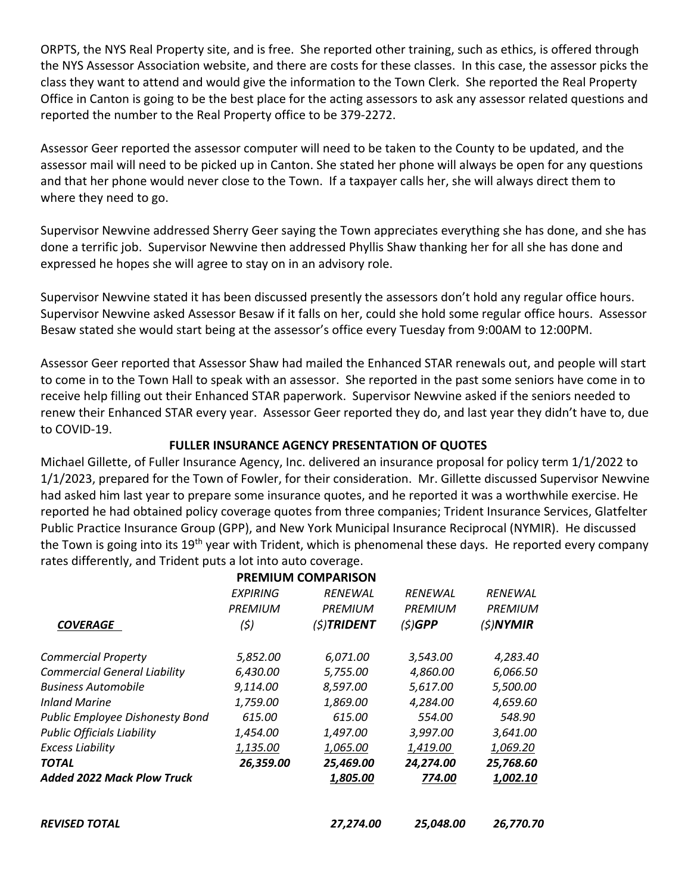ORPTS, the NYS Real Property site, and is free. She reported other training, such as ethics, is offered through the NYS Assessor Association website, and there are costs for these classes. In this case, the assessor picks the class they want to attend and would give the information to the Town Clerk. She reported the Real Property Office in Canton is going to be the best place for the acting assessors to ask any assessor related questions and reported the number to the Real Property office to be 379-2272.

Assessor Geer reported the assessor computer will need to be taken to the County to be updated, and the assessor mail will need to be picked up in Canton. She stated her phone will always be open for any questions and that her phone would never close to the Town. If a taxpayer calls her, she will always direct them to where they need to go.

Supervisor Newvine addressed Sherry Geer saying the Town appreciates everything she has done, and she has done a terrific job. Supervisor Newvine then addressed Phyllis Shaw thanking her for all she has done and expressed he hopes she will agree to stay on in an advisory role.

Supervisor Newvine stated it has been discussed presently the assessors don't hold any regular office hours. Supervisor Newvine asked Assessor Besaw if it falls on her, could she hold some regular office hours. Assessor Besaw stated she would start being at the assessor's office every Tuesday from 9:00AM to 12:00PM.

Assessor Geer reported that Assessor Shaw had mailed the Enhanced STAR renewals out, and people will start to come in to the Town Hall to speak with an assessor. She reported in the past some seniors have come in to receive help filling out their Enhanced STAR paperwork. Supervisor Newvine asked if the seniors needed to renew their Enhanced STAR every year. Assessor Geer reported they do, and last year they didn't have to, due to COVID-19.

**FULLER INSURANCE AGENCY PRESENTATION OF QUOTES**

Michael Gillette, of Fuller Insurance Agency, Inc. delivered an insurance proposal for policy term 1/1/2022 to 1/1/2023, prepared for the Town of Fowler, for their consideration. Mr. Gillette discussed Supervisor Newvine had asked him last year to prepare some insurance quotes, and he reported it was a worthwhile exercise. He reported he had obtained policy coverage quotes from three companies; Trident Insurance Services, Glatfelter Public Practice Insurance Group (GPP), and New York Municipal Insurance Reciprocal (NYMIR). He discussed the Town is going into its 19th year with Trident, which is phenomenal these days. He reported every company rates differently, and Trident puts a lot into auto coverage.

**PREMIUM COMPARISON**

| *COVERAGE* | *EXPIRING PREMIUM ($)* | *RENEWAL PREMIUM ($)**TRIDENT*** | *RENEWAL PREMIUM ($)**GPP*** | *RENEWAL PREMIUM ($)**NYMIR*** |
|---|---|---|---|---|
| *Commercial Property* | *5,852.00* | *6,071.00* | *3,543.00* | *4,283.40* |
| *Commercial General Liability* | *6,430.00* | *5,755.00* | *4,860.00* | *6,066.50* |
| *Business Automobile* | *9,114.00* | *8,597.00* | *5,617.00* | *5,500.00* |
| *Inland Marine* | *1,759.00* | *1,869.00* | *4,284.00* | *4,659.60* |
| *Public Employee Dishonesty Bond* | *615.00* | *615.00* | *554.00* | *548.90* |
| *Public Officials Liability* | *1,454.00* | *1,497.00* | *3,997.00* | *3,641.00* |
| *Excess Liability* | *1,135.00* | *1,065.00* | *1,419.00* | *1,069.20* |
| ***TOTAL*** | ***26,359.00*** | ***25,469.00*** | ***24,274.00*** | ***25,768.60*** |
| ***Added 2022 Mack Plow Truck*** | | ***1,805.00*** | ***774.00*** | ***1,002.10*** |
| ***REVISED TOTAL*** | | ***27,274.00*** | ***25,048.00*** | ***26,770.70*** |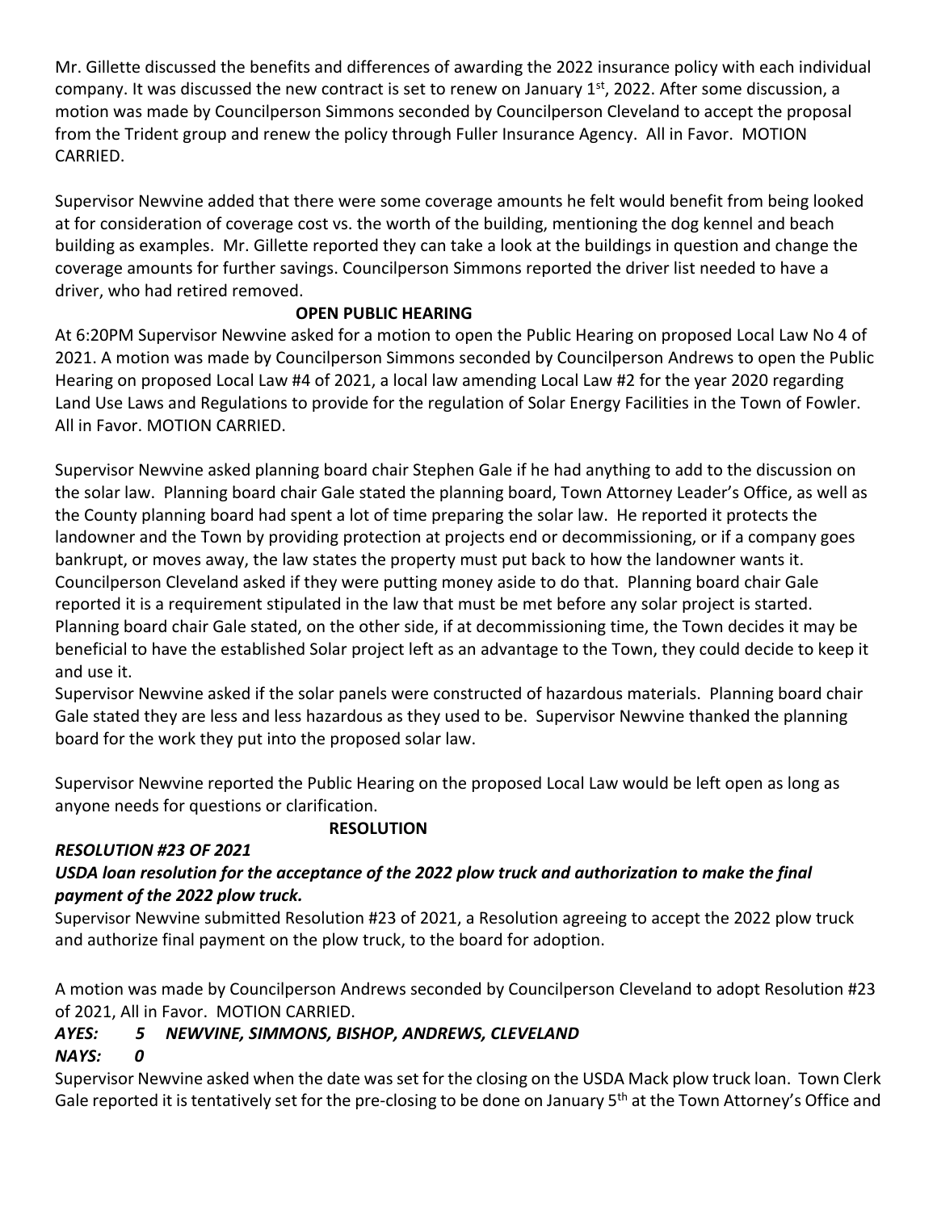Mr. Gillette discussed the benefits and differences of awarding the 2022 insurance policy with each individual company. It was discussed the new contract is set to renew on January 1st, 2022. After some discussion, a motion was made by Councilperson Simmons seconded by Councilperson Cleveland to accept the proposal from the Trident group and renew the policy through Fuller Insurance Agency. All in Favor. MOTION CARRIED.

Supervisor Newvine added that there were some coverage amounts he felt would benefit from being looked at for consideration of coverage cost vs. the worth of the building, mentioning the dog kennel and beach building as examples. Mr. Gillette reported they can take a look at the buildings in question and change the coverage amounts for further savings. Councilperson Simmons reported the driver list needed to have a driver, who had retired removed.

**OPEN PUBLIC HEARING**

At 6:20PM Supervisor Newvine asked for a motion to open the Public Hearing on proposed Local Law No 4 of 2021. A motion was made by Councilperson Simmons seconded by Councilperson Andrews to open the Public Hearing on proposed Local Law #4 of 2021, a local law amending Local Law #2 for the year 2020 regarding Land Use Laws and Regulations to provide for the regulation of Solar Energy Facilities in the Town of Fowler. All in Favor. MOTION CARRIED.

Supervisor Newvine asked planning board chair Stephen Gale if he had anything to add to the discussion on the solar law. Planning board chair Gale stated the planning board, Town Attorney Leader's Office, as well as the County planning board had spent a lot of time preparing the solar law. He reported it protects the landowner and the Town by providing protection at projects end or decommissioning, or if a company goes bankrupt, or moves away, the law states the property must put back to how the landowner wants it. Councilperson Cleveland asked if they were putting money aside to do that. Planning board chair Gale reported it is a requirement stipulated in the law that must be met before any solar project is started. Planning board chair Gale stated, on the other side, if at decommissioning time, the Town decides it may be beneficial to have the established Solar project left as an advantage to the Town, they could decide to keep it and use it.

Supervisor Newvine asked if the solar panels were constructed of hazardous materials. Planning board chair Gale stated they are less and less hazardous as they used to be. Supervisor Newvine thanked the planning board for the work they put into the proposed solar law.

Supervisor Newvine reported the Public Hearing on the proposed Local Law would be left open as long as anyone needs for questions or clarification.

**RESOLUTION**

***RESOLUTION #23 OF 2021***

***USDA loan resolution for the acceptance of the 2022 plow truck and authorization to make the final payment of the 2022 plow truck.***

Supervisor Newvine submitted Resolution #23 of 2021, a Resolution agreeing to accept the 2022 plow truck and authorize final payment on the plow truck, to the board for adoption.

A motion was made by Councilperson Andrews seconded by Councilperson Cleveland to adopt Resolution #23 of 2021, All in Favor. MOTION CARRIED.

***AYES: 5 NEWVINE, SIMMONS, BISHOP, ANDREWS, CLEVELAND***

***NAYS: 0***

Supervisor Newvine asked when the date was set for the closing on the USDA Mack plow truck loan. Town Clerk Gale reported it is tentatively set for the pre-closing to be done on January 5th at the Town Attorney's Office and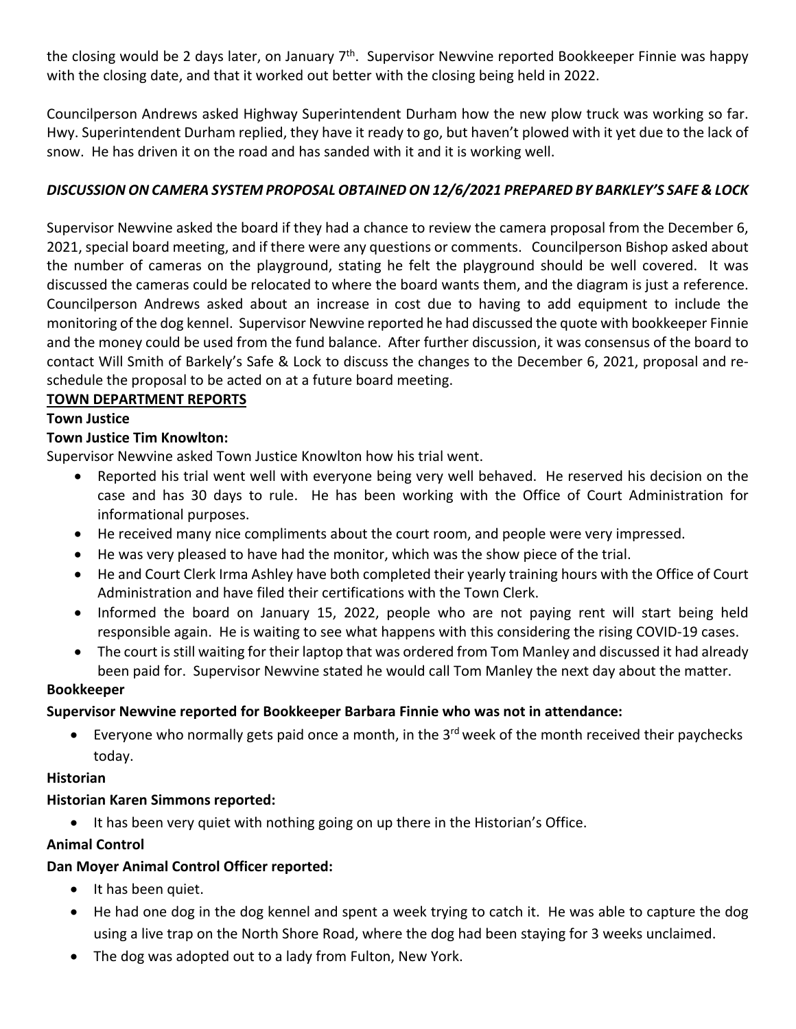the closing would be 2 days later, on January 7th. Supervisor Newvine reported Bookkeeper Finnie was happy with the closing date, and that it worked out better with the closing being held in 2022.

Councilperson Andrews asked Highway Superintendent Durham how the new plow truck was working so far. Hwy. Superintendent Durham replied, they have it ready to go, but haven't plowed with it yet due to the lack of snow. He has driven it on the road and has sanded with it and it is working well.

***DISCUSSION ON CAMERA SYSTEM PROPOSAL OBTAINED ON 12/6/2021 PREPARED BY BARKLEY'S SAFE & LOCK***

Supervisor Newvine asked the board if they had a chance to review the camera proposal from the December 6, 2021, special board meeting, and if there were any questions or comments. Councilperson Bishop asked about the number of cameras on the playground, stating he felt the playground should be well covered. It was discussed the cameras could be relocated to where the board wants them, and the diagram is just a reference. Councilperson Andrews asked about an increase in cost due to having to add equipment to include the monitoring of the dog kennel. Supervisor Newvine reported he had discussed the quote with bookkeeper Finnie and the money could be used from the fund balance. After further discussion, it was consensus of the board to contact Will Smith of Barkely's Safe & Lock to discuss the changes to the December 6, 2021, proposal and re-schedule the proposal to be acted on at a future board meeting.

**TOWN DEPARTMENT REPORTS**

**Town Justice**

**Town Justice Tim Knowlton:**

Supervisor Newvine asked Town Justice Knowlton how his trial went.

- Reported his trial went well with everyone being very well behaved. He reserved his decision on the case and has 30 days to rule. He has been working with the Office of Court Administration for informational purposes.
- He received many nice compliments about the court room, and people were very impressed.
- He was very pleased to have had the monitor, which was the show piece of the trial.
- He and Court Clerk Irma Ashley have both completed their yearly training hours with the Office of Court Administration and have filed their certifications with the Town Clerk.
- Informed the board on January 15, 2022, people who are not paying rent will start being held responsible again. He is waiting to see what happens with this considering the rising COVID-19 cases.
- The court is still waiting for their laptop that was ordered from Tom Manley and discussed it had already been paid for. Supervisor Newvine stated he would call Tom Manley the next day about the matter.

**Bookkeeper**

**Supervisor Newvine reported for Bookkeeper Barbara Finnie who was not in attendance:**

- Everyone who normally gets paid once a month, in the 3rd week of the month received their paychecks today.

**Historian**

**Historian Karen Simmons reported:**

- It has been very quiet with nothing going on up there in the Historian's Office.

**Animal Control**

**Dan Moyer Animal Control Officer reported:**

- It has been quiet.
- He had one dog in the dog kennel and spent a week trying to catch it. He was able to capture the dog using a live trap on the North Shore Road, where the dog had been staying for 3 weeks unclaimed.
- The dog was adopted out to a lady from Fulton, New York.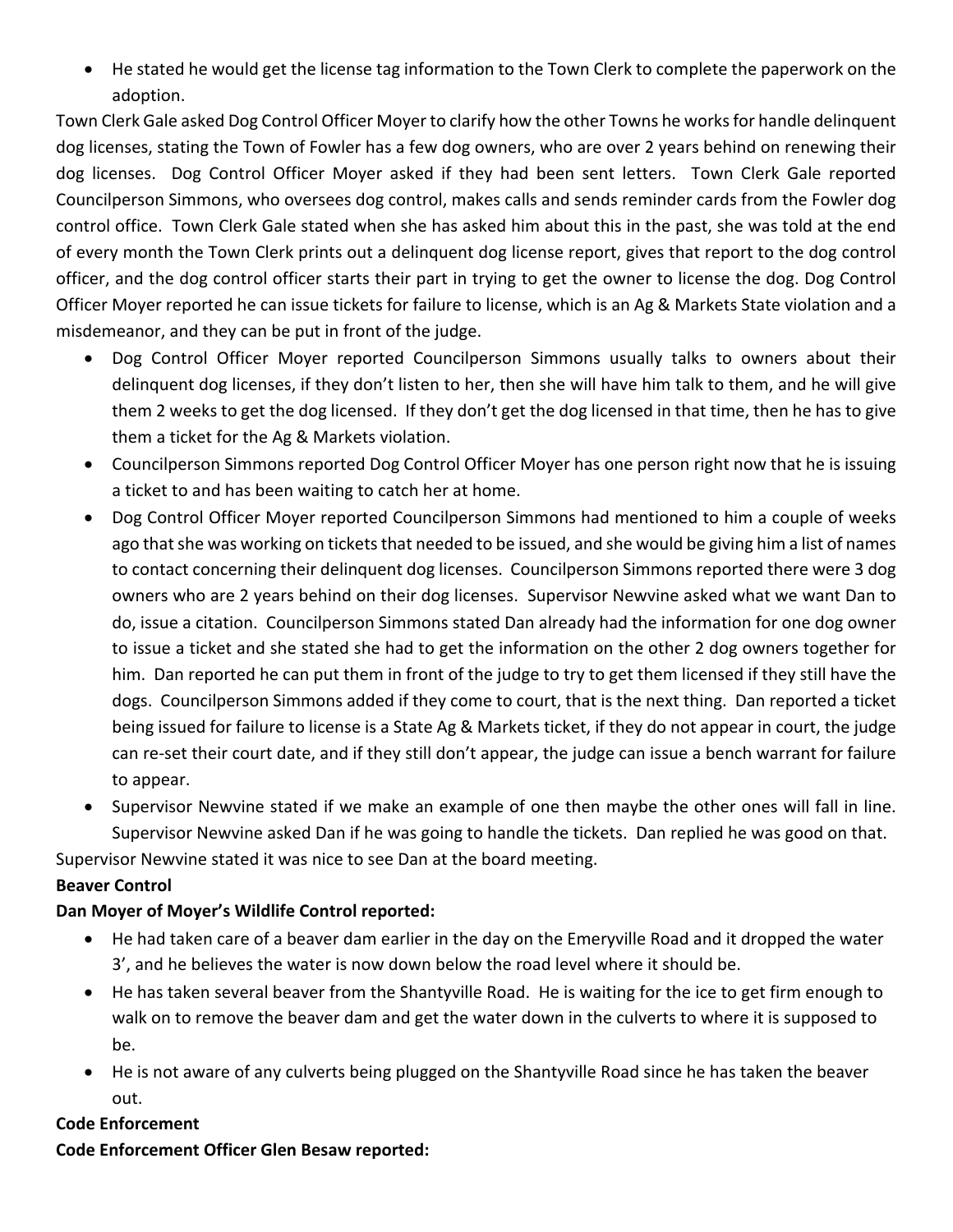- He stated he would get the license tag information to the Town Clerk to complete the paperwork on the adoption.

Town Clerk Gale asked Dog Control Officer Moyer to clarify how the other Towns he works for handle delinquent dog licenses, stating the Town of Fowler has a few dog owners, who are over 2 years behind on renewing their dog licenses. Dog Control Officer Moyer asked if they had been sent letters. Town Clerk Gale reported Councilperson Simmons, who oversees dog control, makes calls and sends reminder cards from the Fowler dog control office. Town Clerk Gale stated when she has asked him about this in the past, she was told at the end of every month the Town Clerk prints out a delinquent dog license report, gives that report to the dog control officer, and the dog control officer starts their part in trying to get the owner to license the dog. Dog Control Officer Moyer reported he can issue tickets for failure to license, which is an Ag & Markets State violation and a misdemeanor, and they can be put in front of the judge.

- Dog Control Officer Moyer reported Councilperson Simmons usually talks to owners about their delinquent dog licenses, if they don't listen to her, then she will have him talk to them, and he will give them 2 weeks to get the dog licensed. If they don't get the dog licensed in that time, then he has to give them a ticket for the Ag & Markets violation.
- Councilperson Simmons reported Dog Control Officer Moyer has one person right now that he is issuing a ticket to and has been waiting to catch her at home.
- Dog Control Officer Moyer reported Councilperson Simmons had mentioned to him a couple of weeks ago that she was working on tickets that needed to be issued, and she would be giving him a list of names to contact concerning their delinquent dog licenses. Councilperson Simmons reported there were 3 dog owners who are 2 years behind on their dog licenses. Supervisor Newvine asked what we want Dan to do, issue a citation. Councilperson Simmons stated Dan already had the information for one dog owner to issue a ticket and she stated she had to get the information on the other 2 dog owners together for him. Dan reported he can put them in front of the judge to try to get them licensed if they still have the dogs. Councilperson Simmons added if they come to court, that is the next thing. Dan reported a ticket being issued for failure to license is a State Ag & Markets ticket, if they do not appear in court, the judge can re-set their court date, and if they still don't appear, the judge can issue a bench warrant for failure to appear.
- Supervisor Newvine stated if we make an example of one then maybe the other ones will fall in line. Supervisor Newvine asked Dan if he was going to handle the tickets. Dan replied he was good on that.

Supervisor Newvine stated it was nice to see Dan at the board meeting.

**Beaver Control**

**Dan Moyer of Moyer's Wildlife Control reported:**

- He had taken care of a beaver dam earlier in the day on the Emeryville Road and it dropped the water 3', and he believes the water is now down below the road level where it should be.
- He has taken several beaver from the Shantyville Road. He is waiting for the ice to get firm enough to walk on to remove the beaver dam and get the water down in the culverts to where it is supposed to be.
- He is not aware of any culverts being plugged on the Shantyville Road since he has taken the beaver out.

**Code Enforcement**

**Code Enforcement Officer Glen Besaw reported:**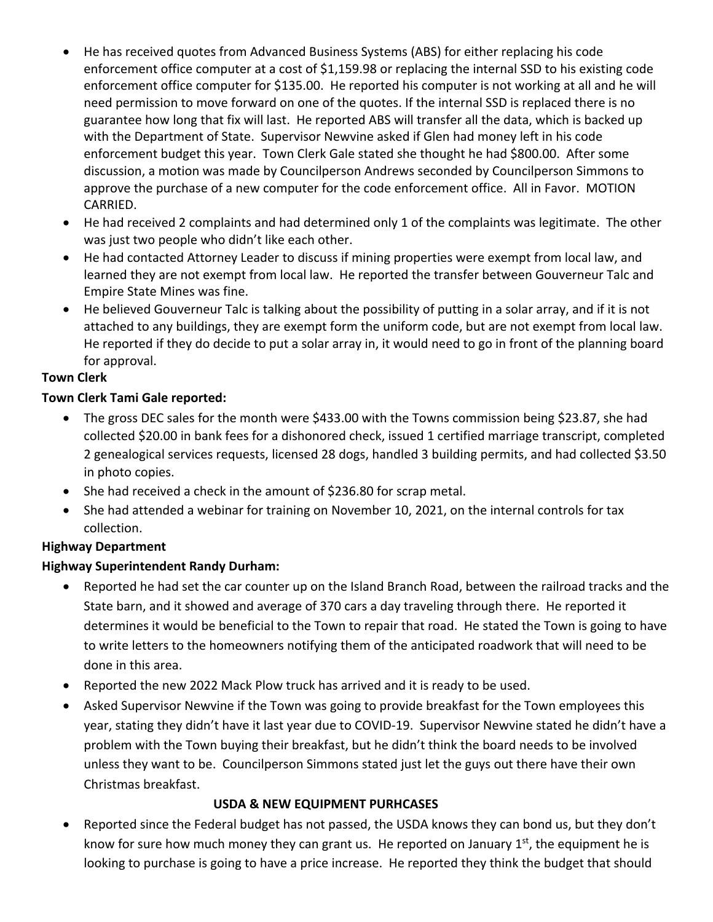- He has received quotes from Advanced Business Systems (ABS) for either replacing his code enforcement office computer at a cost of $1,159.98 or replacing the internal SSD to his existing code enforcement office computer for $135.00. He reported his computer is not working at all and he will need permission to move forward on one of the quotes. If the internal SSD is replaced there is no guarantee how long that fix will last. He reported ABS will transfer all the data, which is backed up with the Department of State. Supervisor Newvine asked if Glen had money left in his code enforcement budget this year. Town Clerk Gale stated she thought he had $800.00. After some discussion, a motion was made by Councilperson Andrews seconded by Councilperson Simmons to approve the purchase of a new computer for the code enforcement office. All in Favor. MOTION CARRIED.
- He had received 2 complaints and had determined only 1 of the complaints was legitimate. The other was just two people who didn't like each other.
- He had contacted Attorney Leader to discuss if mining properties were exempt from local law, and learned they are not exempt from local law. He reported the transfer between Gouverneur Talc and Empire State Mines was fine.
- He believed Gouverneur Talc is talking about the possibility of putting in a solar array, and if it is not attached to any buildings, they are exempt form the uniform code, but are not exempt from local law. He reported if they do decide to put a solar array in, it would need to go in front of the planning board for approval.

**Town Clerk**

**Town Clerk Tami Gale reported:**

- The gross DEC sales for the month were $433.00 with the Towns commission being $23.87, she had collected $20.00 in bank fees for a dishonored check, issued 1 certified marriage transcript, completed 2 genealogical services requests, licensed 28 dogs, handled 3 building permits, and had collected $3.50 in photo copies.
- She had received a check in the amount of $236.80 for scrap metal.
- She had attended a webinar for training on November 10, 2021, on the internal controls for tax collection.

**Highway Department**

**Highway Superintendent Randy Durham:**

- Reported he had set the car counter up on the Island Branch Road, between the railroad tracks and the State barn, and it showed and average of 370 cars a day traveling through there. He reported it determines it would be beneficial to the Town to repair that road. He stated the Town is going to have to write letters to the homeowners notifying them of the anticipated roadwork that will need to be done in this area.
- Reported the new 2022 Mack Plow truck has arrived and it is ready to be used.
- Asked Supervisor Newvine if the Town was going to provide breakfast for the Town employees this year, stating they didn't have it last year due to COVID-19. Supervisor Newvine stated he didn't have a problem with the Town buying their breakfast, but he didn't think the board needs to be involved unless they want to be. Councilperson Simmons stated just let the guys out there have their own Christmas breakfast.

**USDA & NEW EQUIPMENT PURHCASES**

- Reported since the Federal budget has not passed, the USDA knows they can bond us, but they don't know for sure how much money they can grant us. He reported on January 1st, the equipment he is looking to purchase is going to have a price increase. He reported they think the budget that should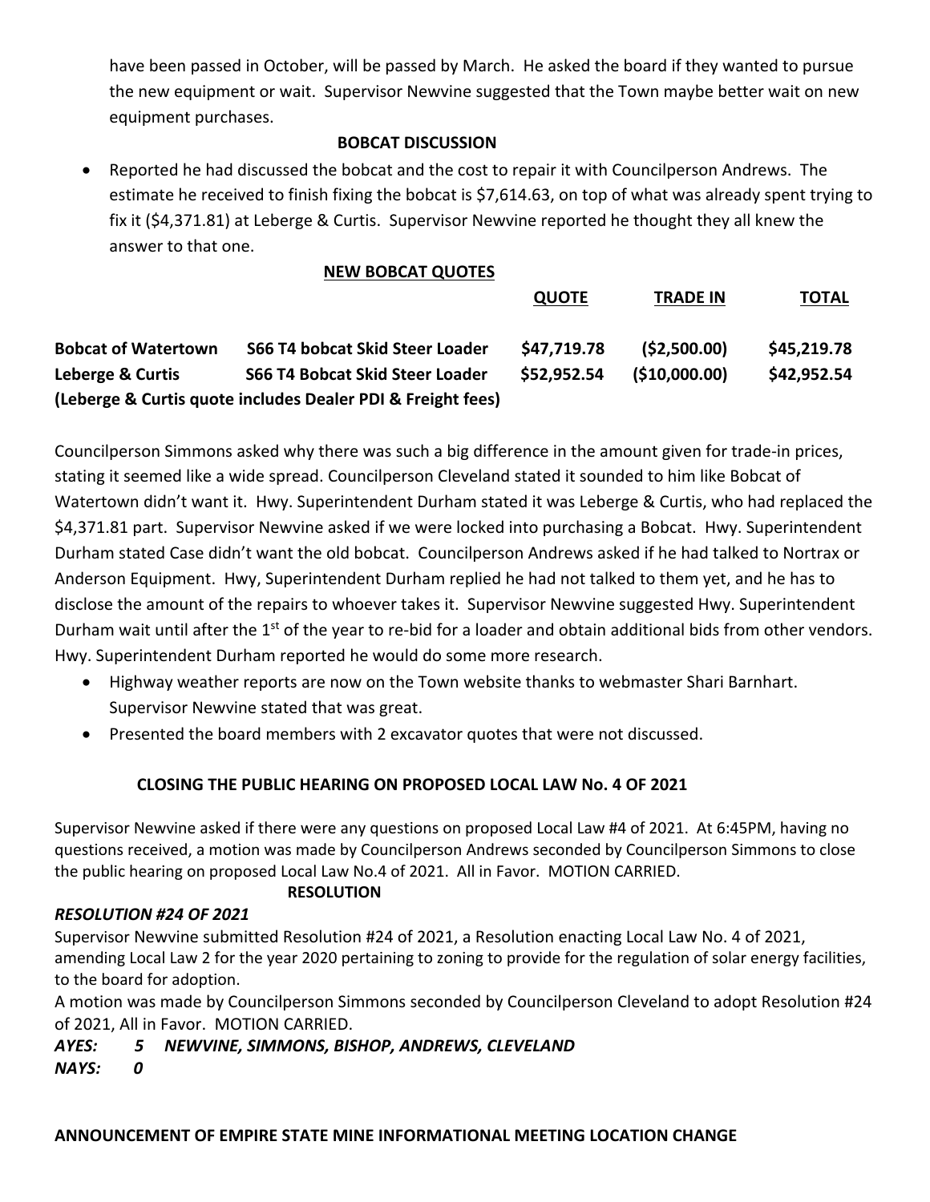have been passed in October, will be passed by March. He asked the board if they wanted to pursue the new equipment or wait. Supervisor Newvine suggested that the Town maybe better wait on new equipment purchases.

**BOBCAT DISCUSSION**

- Reported he had discussed the bobcat and the cost to repair it with Councilperson Andrews. The estimate he received to finish fixing the bobcat is $7,614.63, on top of what was already spent trying to fix it ($4,371.81) at Leberge & Curtis. Supervisor Newvine reported he thought they all knew the answer to that one.

**NEW BOBCAT QUOTES**

| | | QUOTE | TRADE IN | TOTAL |
|---|---|---|---|---|
| **Bobcat of Watertown** | **S66 T4 bobcat Skid Steer Loader** | **$47,719.78** | **($2,500.00)** | **$45,219.78** |
| **Leberge & Curtis** | **S66 T4 Bobcat Skid Steer Loader** | **$52,952.54** | **($10,000.00)** | **$42,952.54** |

**(Leberge & Curtis quote includes Dealer PDI & Freight fees)**

Councilperson Simmons asked why there was such a big difference in the amount given for trade-in prices, stating it seemed like a wide spread. Councilperson Cleveland stated it sounded to him like Bobcat of Watertown didn't want it. Hwy. Superintendent Durham stated it was Leberge & Curtis, who had replaced the $4,371.81 part. Supervisor Newvine asked if we were locked into purchasing a Bobcat. Hwy. Superintendent Durham stated Case didn't want the old bobcat. Councilperson Andrews asked if he had talked to Nortrax or Anderson Equipment. Hwy, Superintendent Durham replied he had not talked to them yet, and he has to disclose the amount of the repairs to whoever takes it. Supervisor Newvine suggested Hwy. Superintendent Durham wait until after the 1st of the year to re-bid for a loader and obtain additional bids from other vendors. Hwy. Superintendent Durham reported he would do some more research.

- Highway weather reports are now on the Town website thanks to webmaster Shari Barnhart. Supervisor Newvine stated that was great.
- Presented the board members with 2 excavator quotes that were not discussed.

**CLOSING THE PUBLIC HEARING ON PROPOSED LOCAL LAW No. 4 OF 2021**

Supervisor Newvine asked if there were any questions on proposed Local Law #4 of 2021. At 6:45PM, having no questions received, a motion was made by Councilperson Andrews seconded by Councilperson Simmons to close the public hearing on proposed Local Law No.4 of 2021. All in Favor. MOTION CARRIED.

**RESOLUTION**

***RESOLUTION #24 OF 2021***

Supervisor Newvine submitted Resolution #24 of 2021, a Resolution enacting Local Law No. 4 of 2021, amending Local Law 2 for the year 2020 pertaining to zoning to provide for the regulation of solar energy facilities, to the board for adoption.

A motion was made by Councilperson Simmons seconded by Councilperson Cleveland to adopt Resolution #24 of 2021, All in Favor. MOTION CARRIED.

***AYES: 5 NEWVINE, SIMMONS, BISHOP, ANDREWS, CLEVELAND***

***NAYS: 0***

**ANNOUNCEMENT OF EMPIRE STATE MINE INFORMATIONAL MEETING LOCATION CHANGE**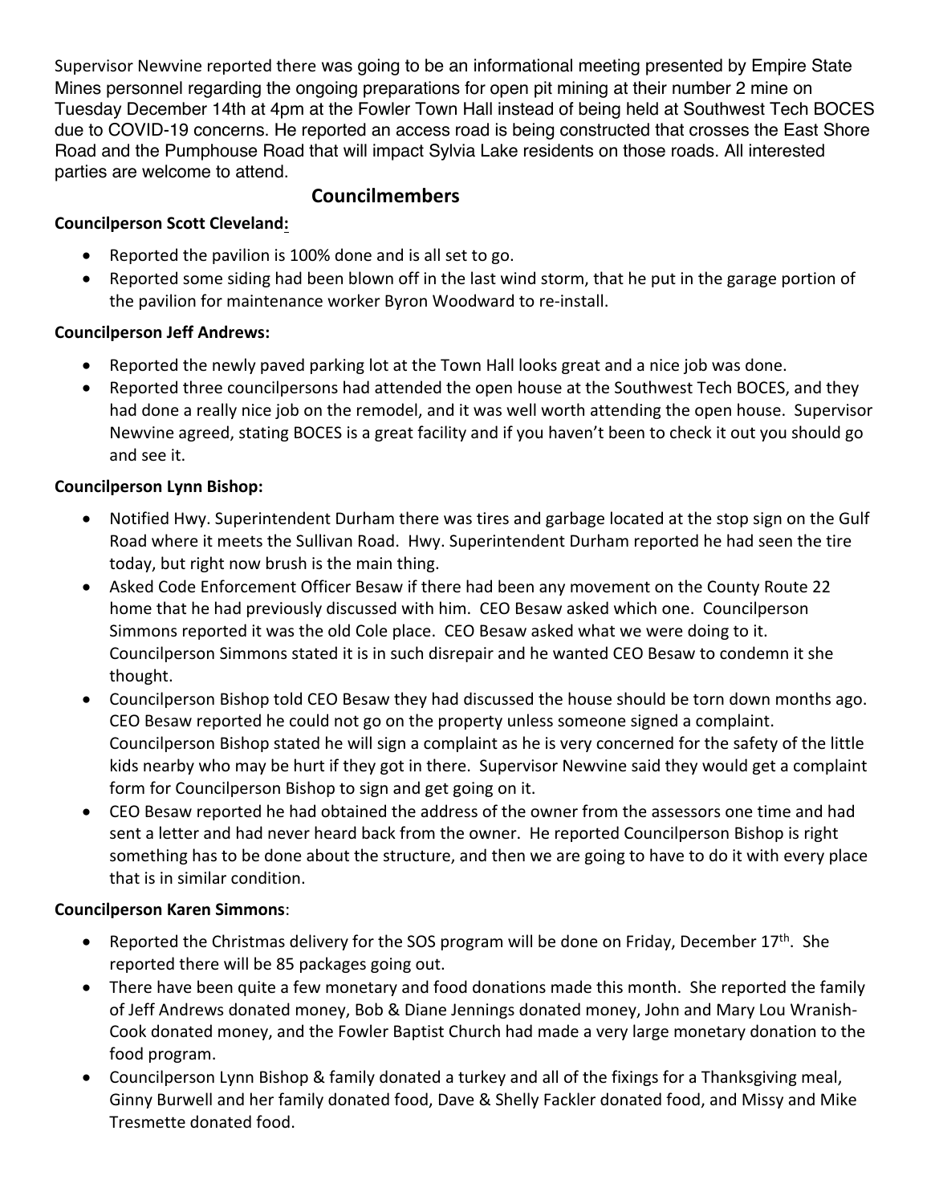Supervisor Newvine reported there was going to be an informational meeting presented by Empire State Mines personnel regarding the ongoing preparations for open pit mining at their number 2 mine on Tuesday December 14th at 4pm at the Fowler Town Hall instead of being held at Southwest Tech BOCES due to COVID-19 concerns. He reported an access road is being constructed that crosses the East Shore Road and the Pumphouse Road that will impact Sylvia Lake residents on those roads. All interested parties are welcome to attend.

## Councilmembers

**Councilperson Scott Cleveland:**

- Reported the pavilion is 100% done and is all set to go.
- Reported some siding had been blown off in the last wind storm, that he put in the garage portion of the pavilion for maintenance worker Byron Woodward to re-install.

**Councilperson Jeff Andrews:**

- Reported the newly paved parking lot at the Town Hall looks great and a nice job was done.
- Reported three councilpersons had attended the open house at the Southwest Tech BOCES, and they had done a really nice job on the remodel, and it was well worth attending the open house. Supervisor Newvine agreed, stating BOCES is a great facility and if you haven't been to check it out you should go and see it.

**Councilperson Lynn Bishop:**

- Notified Hwy. Superintendent Durham there was tires and garbage located at the stop sign on the Gulf Road where it meets the Sullivan Road. Hwy. Superintendent Durham reported he had seen the tire today, but right now brush is the main thing.
- Asked Code Enforcement Officer Besaw if there had been any movement on the County Route 22 home that he had previously discussed with him. CEO Besaw asked which one. Councilperson Simmons reported it was the old Cole place. CEO Besaw asked what we were doing to it. Councilperson Simmons stated it is in such disrepair and he wanted CEO Besaw to condemn it she thought.
- Councilperson Bishop told CEO Besaw they had discussed the house should be torn down months ago. CEO Besaw reported he could not go on the property unless someone signed a complaint. Councilperson Bishop stated he will sign a complaint as he is very concerned for the safety of the little kids nearby who may be hurt if they got in there. Supervisor Newvine said they would get a complaint form for Councilperson Bishop to sign and get going on it.
- CEO Besaw reported he had obtained the address of the owner from the assessors one time and had sent a letter and had never heard back from the owner. He reported Councilperson Bishop is right something has to be done about the structure, and then we are going to have to do it with every place that is in similar condition.

**Councilperson Karen Simmons**:

- Reported the Christmas delivery for the SOS program will be done on Friday, December 17th. She reported there will be 85 packages going out.
- There have been quite a few monetary and food donations made this month. She reported the family of Jeff Andrews donated money, Bob & Diane Jennings donated money, John and Mary Lou Wranish-Cook donated money, and the Fowler Baptist Church had made a very large monetary donation to the food program.
- Councilperson Lynn Bishop & family donated a turkey and all of the fixings for a Thanksgiving meal, Ginny Burwell and her family donated food, Dave & Shelly Fackler donated food, and Missy and Mike Tresmette donated food.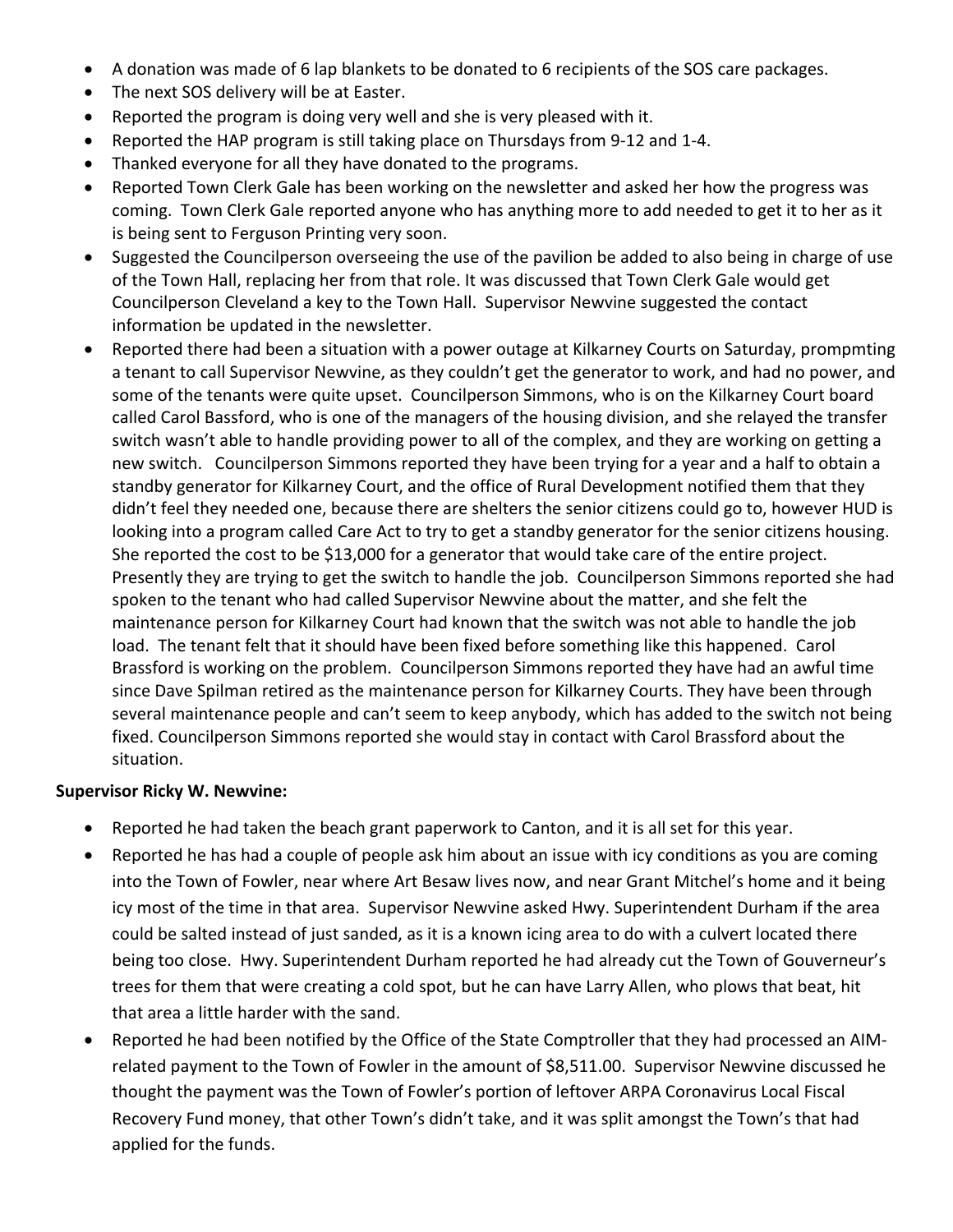- A donation was made of 6 lap blankets to be donated to 6 recipients of the SOS care packages.
- The next SOS delivery will be at Easter.
- Reported the program is doing very well and she is very pleased with it.
- Reported the HAP program is still taking place on Thursdays from 9-12 and 1-4.
- Thanked everyone for all they have donated to the programs.
- Reported Town Clerk Gale has been working on the newsletter and asked her how the progress was coming. Town Clerk Gale reported anyone who has anything more to add needed to get it to her as it is being sent to Ferguson Printing very soon.
- Suggested the Councilperson overseeing the use of the pavilion be added to also being in charge of use of the Town Hall, replacing her from that role. It was discussed that Town Clerk Gale would get Councilperson Cleveland a key to the Town Hall. Supervisor Newvine suggested the contact information be updated in the newsletter.
- Reported there had been a situation with a power outage at Kilkarney Courts on Saturday, prompmting a tenant to call Supervisor Newvine, as they couldn't get the generator to work, and had no power, and some of the tenants were quite upset. Councilperson Simmons, who is on the Kilkarney Court board called Carol Bassford, who is one of the managers of the housing division, and she relayed the transfer switch wasn't able to handle providing power to all of the complex, and they are working on getting a new switch. Councilperson Simmons reported they have been trying for a year and a half to obtain a standby generator for Kilkarney Court, and the office of Rural Development notified them that they didn't feel they needed one, because there are shelters the senior citizens could go to, however HUD is looking into a program called Care Act to try to get a standby generator for the senior citizens housing. She reported the cost to be $13,000 for a generator that would take care of the entire project. Presently they are trying to get the switch to handle the job. Councilperson Simmons reported she had spoken to the tenant who had called Supervisor Newvine about the matter, and she felt the maintenance person for Kilkarney Court had known that the switch was not able to handle the job load. The tenant felt that it should have been fixed before something like this happened. Carol Brassford is working on the problem. Councilperson Simmons reported they have had an awful time since Dave Spilman retired as the maintenance person for Kilkarney Courts. They have been through several maintenance people and can't seem to keep anybody, which has added to the switch not being fixed. Councilperson Simmons reported she would stay in contact with Carol Brassford about the situation.

**Supervisor Ricky W. Newvine:**

- Reported he had taken the beach grant paperwork to Canton, and it is all set for this year.
- Reported he has had a couple of people ask him about an issue with icy conditions as you are coming into the Town of Fowler, near where Art Besaw lives now, and near Grant Mitchel's home and it being icy most of the time in that area. Supervisor Newvine asked Hwy. Superintendent Durham if the area could be salted instead of just sanded, as it is a known icing area to do with a culvert located there being too close. Hwy. Superintendent Durham reported he had already cut the Town of Gouverneur's trees for them that were creating a cold spot, but he can have Larry Allen, who plows that beat, hit that area a little harder with the sand.
- Reported he had been notified by the Office of the State Comptroller that they had processed an AIM-related payment to the Town of Fowler in the amount of $8,511.00. Supervisor Newvine discussed he thought the payment was the Town of Fowler's portion of leftover ARPA Coronavirus Local Fiscal Recovery Fund money, that other Town's didn't take, and it was split amongst the Town's that had applied for the funds.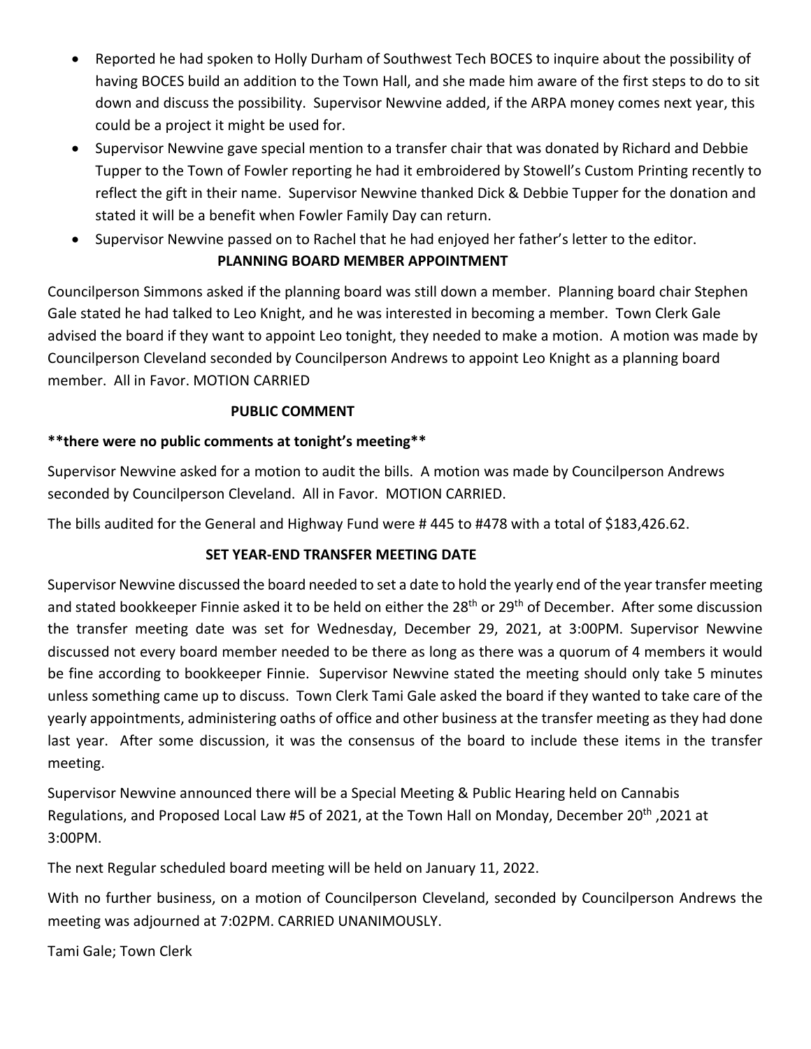- Reported he had spoken to Holly Durham of Southwest Tech BOCES to inquire about the possibility of having BOCES build an addition to the Town Hall, and she made him aware of the first steps to do to sit down and discuss the possibility. Supervisor Newvine added, if the ARPA money comes next year, this could be a project it might be used for.
- Supervisor Newvine gave special mention to a transfer chair that was donated by Richard and Debbie Tupper to the Town of Fowler reporting he had it embroidered by Stowell's Custom Printing recently to reflect the gift in their name. Supervisor Newvine thanked Dick & Debbie Tupper for the donation and stated it will be a benefit when Fowler Family Day can return.
- Supervisor Newvine passed on to Rachel that he had enjoyed her father's letter to the editor.

**PLANNING BOARD MEMBER APPOINTMENT**

Councilperson Simmons asked if the planning board was still down a member. Planning board chair Stephen Gale stated he had talked to Leo Knight, and he was interested in becoming a member. Town Clerk Gale advised the board if they want to appoint Leo tonight, they needed to make a motion. A motion was made by Councilperson Cleveland seconded by Councilperson Andrews to appoint Leo Knight as a planning board member. All in Favor. MOTION CARRIED

**PUBLIC COMMENT**

**\*\*there were no public comments at tonight's meeting\*\***

Supervisor Newvine asked for a motion to audit the bills. A motion was made by Councilperson Andrews seconded by Councilperson Cleveland. All in Favor. MOTION CARRIED.

The bills audited for the General and Highway Fund were # 445 to #478 with a total of $183,426.62.

**SET YEAR-END TRANSFER MEETING DATE**

Supervisor Newvine discussed the board needed to set a date to hold the yearly end of the year transfer meeting and stated bookkeeper Finnie asked it to be held on either the 28th or 29th of December. After some discussion the transfer meeting date was set for Wednesday, December 29, 2021, at 3:00PM. Supervisor Newvine discussed not every board member needed to be there as long as there was a quorum of 4 members it would be fine according to bookkeeper Finnie. Supervisor Newvine stated the meeting should only take 5 minutes unless something came up to discuss. Town Clerk Tami Gale asked the board if they wanted to take care of the yearly appointments, administering oaths of office and other business at the transfer meeting as they had done last year. After some discussion, it was the consensus of the board to include these items in the transfer meeting.

Supervisor Newvine announced there will be a Special Meeting & Public Hearing held on Cannabis Regulations, and Proposed Local Law #5 of 2021, at the Town Hall on Monday, December 20th ,2021 at 3:00PM.

The next Regular scheduled board meeting will be held on January 11, 2022.

With no further business, on a motion of Councilperson Cleveland, seconded by Councilperson Andrews the meeting was adjourned at 7:02PM. CARRIED UNANIMOUSLY.

Tami Gale; Town Clerk